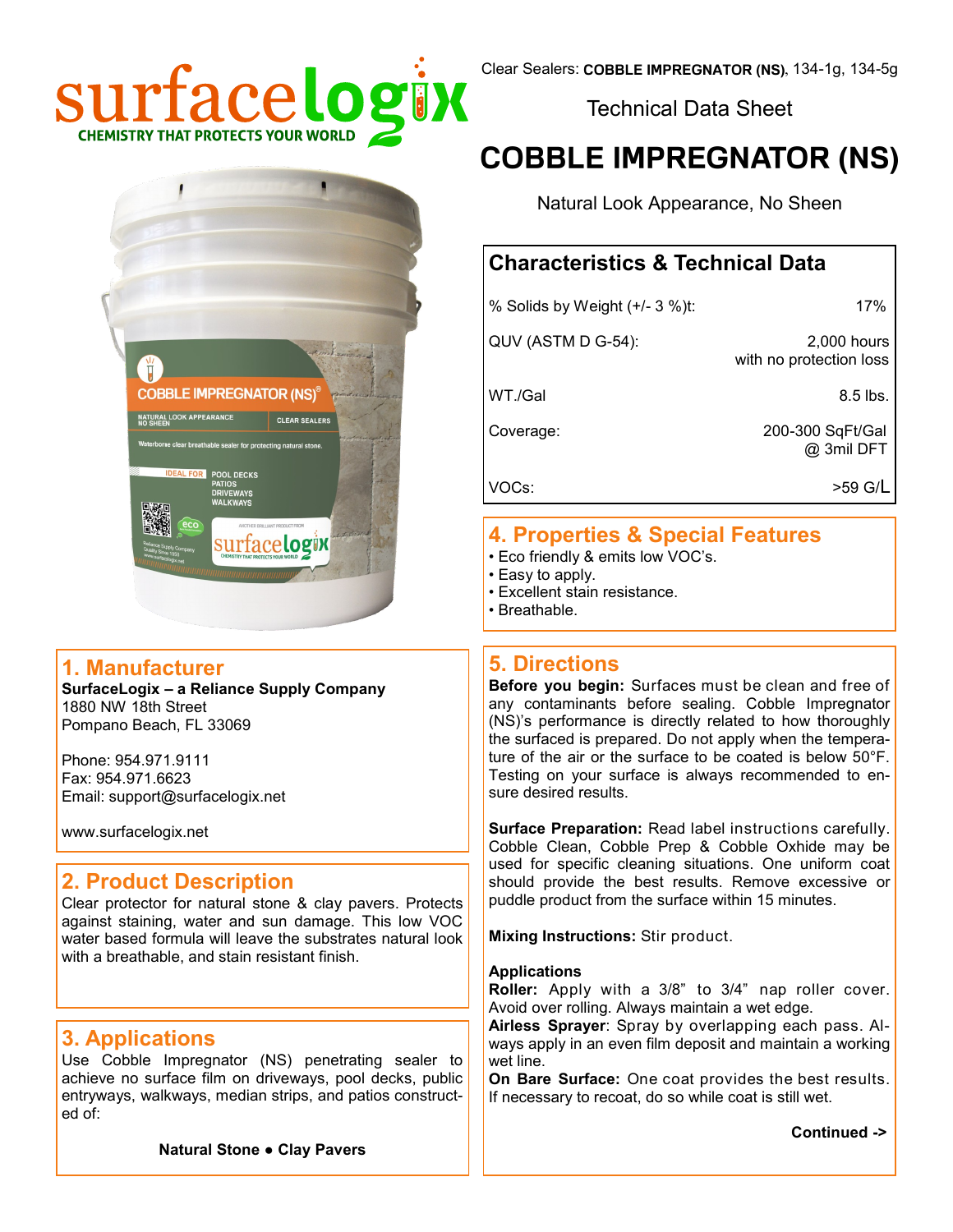Clear Sealers: **COBBLE IMPREGNATOR (NS)**, 134-1g, 134-5g

Technical Data Sheet

# COBBLE IMPREGNATOR (NS)

Natural Look Appearance, No Sheen

## 1. Manufacturer

**SurfaceLogix – a Reliance Supply Company**
1880 NW 18th Street
Pompano Beach, FL 33069

Phone: 954.971.9111
Fax: 954.971.6623
Email: support@surfacelogix.net

www.surfacelogix.net

## 2. Product Description

Clear protector for natural stone & clay pavers. Protects against staining, water and sun damage. This low VOC water based formula will leave the substrates natural look with a breathable, and stain resistant finish.

## 3. Applications

Use Cobble Impregnator (NS) penetrating sealer to achieve no surface film on driveways, pool decks, public entryways, walkways, median strips, and patios constructed of:

**Natural Stone • Clay Pavers**

## Characteristics & Technical Data

| | |
|---|---|
| % Solids by Weight (+/- 3 %)t: | 17% |
| QUV (ASTM D G-54): | 2,000 hours with no protection loss |
| WT./Gal | 8.5 lbs. |
| Coverage: | 200-300 SqFt/Gal @ 3mil DFT |
| VOCs: | >59 G/L |

## 4. Properties & Special Features

- Eco friendly & emits low VOC's.
- Easy to apply.
- Excellent stain resistance.
- Breathable.

## 5. Directions

**Before you begin:** Surfaces must be clean and free of any contaminants before sealing. Cobble Impregnator (NS)'s performance is directly related to how thoroughly the surfaced is prepared. Do not apply when the temperature of the air or the surface to be coated is below 50°F. Testing on your surface is always recommended to ensure desired results.

**Surface Preparation:** Read label instructions carefully. Cobble Clean, Cobble Prep & Cobble Oxhide may be used for specific cleaning situations. One uniform coat should provide the best results. Remove excessive or puddle product from the surface within 15 minutes.

**Mixing Instructions:** Stir product.

**Applications**
**Roller:** Apply with a 3/8" to 3/4" nap roller cover. Avoid over rolling. Always maintain a wet edge.
**Airless Sprayer**: Spray by overlapping each pass. Always apply in an even film deposit and maintain a working wet line.
**On Bare Surface:** One coat provides the best results. If necessary to recoat, do so while coat is still wet.

**Continued ->**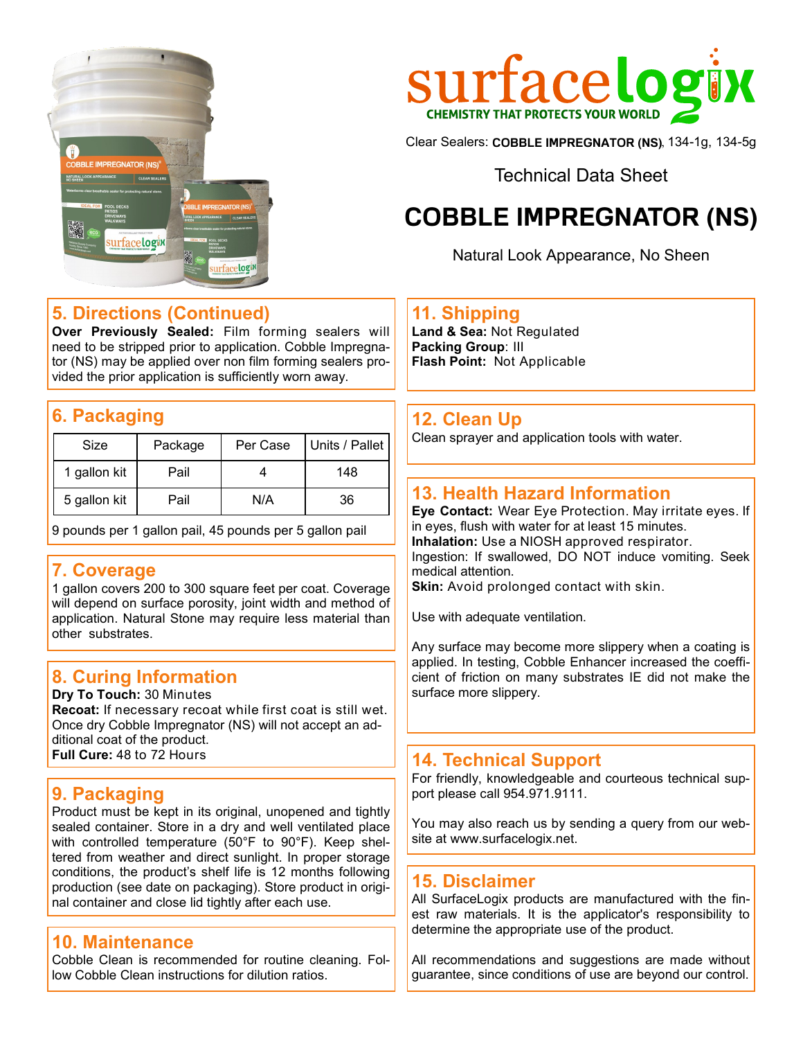surfacelogix
CHEMISTRY THAT PROTECTS YOUR WORLD

Clear Sealers: **COBBLE IMPREGNATOR (NS)**, 134-1g, 134-5g

Technical Data Sheet

# COBBLE IMPREGNATOR (NS)

Natural Look Appearance, No Sheen

## 5. Directions (Continued)

**Over Previously Sealed:** Film forming sealers will need to be stripped prior to application. Cobble Impregnator (NS) may be applied over non film forming sealers provided the prior application is sufficiently worn away.

## 6. Packaging

| Size | Package | Per Case | Units / Pallet |
|---|---|---|---|
| 1 gallon kit | Pail | 4 | 148 |
| 5 gallon kit | Pail | N/A | 36 |

9 pounds per 1 gallon pail, 45 pounds per 5 gallon pail

## 7. Coverage

1 gallon covers 200 to 300 square feet per coat. Coverage will depend on surface porosity, joint width and method of application. Natural Stone may require less material than other substrates.

## 8. Curing Information

**Dry To Touch:** 30 Minutes
**Recoat:** If necessary recoat while first coat is still wet. Once dry Cobble Impregnator (NS) will not accept an additional coat of the product.
**Full Cure:** 48 to 72 Hours

## 9. Packaging

Product must be kept in its original, unopened and tightly sealed container. Store in a dry and well ventilated place with controlled temperature (50°F to 90°F). Keep sheltered from weather and direct sunlight. In proper storage conditions, the product's shelf life is 12 months following production (see date on packaging). Store product in original container and close lid tightly after each use.

## 10. Maintenance

Cobble Clean is recommended for routine cleaning. Follow Cobble Clean instructions for dilution ratios.

## 11. Shipping

**Land & Sea:** Not Regulated
**Packing Group**: III
**Flash Point:** Not Applicable

## 12. Clean Up

Clean sprayer and application tools with water.

## 13. Health Hazard Information

**Eye Contact:** Wear Eye Protection. May irritate eyes. If in eyes, flush with water for at least 15 minutes.
**Inhalation:** Use a NIOSH approved respirator.
Ingestion: If swallowed, DO NOT induce vomiting. Seek medical attention.
**Skin:** Avoid prolonged contact with skin.

Use with adequate ventilation.

Any surface may become more slippery when a coating is applied. In testing, Cobble Enhancer increased the coefficient of friction on many substrates IE did not make the surface more slippery.

## 14. Technical Support

For friendly, knowledgeable and courteous technical support please call 954.971.9111.

You may also reach us by sending a query from our website at www.surfacelogix.net.

## 15. Disclaimer

All SurfaceLogix products are manufactured with the finest raw materials. It is the applicator's responsibility to determine the appropriate use of the product.

All recommendations and suggestions are made without guarantee, since conditions of use are beyond our control.